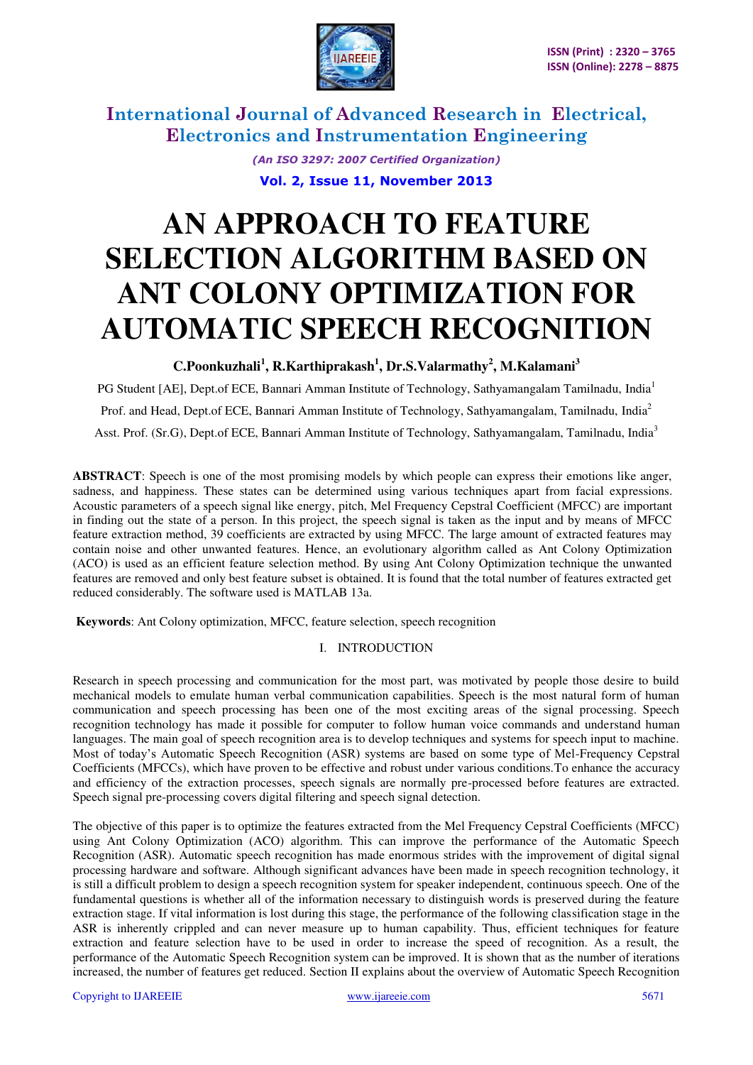# AN APPROACH TO FEATURE SELECTION ALGORITHM BASED ON ANT COLONY OPTIMIZATION FOR AUTOMATIC SPEECH RECOGNITION

**C.Poonkuzhali[1], R.Karthiprakash[1], Dr.S.Valarmathy[2], M.Kalamani[3]**

PG Student [AE], Dept.of ECE, Bannari Amman Institute of Technology, Sathyamangalam Tamilnadu, India[1]

Prof. and Head, Dept.of ECE, Bannari Amman Institute of Technology, Sathyamangalam, Tamilnadu, India[2]

Asst. Prof. (Sr.G), Dept.of ECE, Bannari Amman Institute of Technology, Sathyamangalam, Tamilnadu, India[3]

**ABSTRACT**: Speech is one of the most promising models by which people can express their emotions like anger, sadness, and happiness. These states can be determined using various techniques apart from facial expressions. Acoustic parameters of a speech signal like energy, pitch, Mel Frequency Cepstral Coefficient (MFCC) are important in finding out the state of a person. In this project, the speech signal is taken as the input and by means of MFCC feature extraction method, 39 coefficients are extracted by using MFCC. The large amount of extracted features may contain noise and other unwanted features. Hence, an evolutionary algorithm called as Ant Colony Optimization (ACO) is used as an efficient feature selection method. By using Ant Colony Optimization technique the unwanted features are removed and only best feature subset is obtained. It is found that the total number of features extracted get reduced considerably. The software used is MATLAB 13a.

**Keywords**: Ant Colony optimization, MFCC, feature selection, speech recognition

## I. INTRODUCTION

Research in speech processing and communication for the most part, was motivated by people those desire to build mechanical models to emulate human verbal communication capabilities. Speech is the most natural form of human communication and speech processing has been one of the most exciting areas of the signal processing. Speech recognition technology has made it possible for computer to follow human voice commands and understand human languages. The main goal of speech recognition area is to develop techniques and systems for speech input to machine. Most of today's Automatic Speech Recognition (ASR) systems are based on some type of Mel-Frequency Cepstral Coefficients (MFCCs), which have proven to be effective and robust under various conditions.To enhance the accuracy and efficiency of the extraction processes, speech signals are normally pre-processed before features are extracted. Speech signal pre-processing covers digital filtering and speech signal detection.

The objective of this paper is to optimize the features extracted from the Mel Frequency Cepstral Coefficients (MFCC) using Ant Colony Optimization (ACO) algorithm. This can improve the performance of the Automatic Speech Recognition (ASR). Automatic speech recognition has made enormous strides with the improvement of digital signal processing hardware and software. Although significant advances have been made in speech recognition technology, it is still a difficult problem to design a speech recognition system for speaker independent, continuous speech. One of the fundamental questions is whether all of the information necessary to distinguish words is preserved during the feature extraction stage. If vital information is lost during this stage, the performance of the following classification stage in the ASR is inherently crippled and can never measure up to human capability. Thus, efficient techniques for feature extraction and feature selection have to be used in order to increase the speed of recognition. As a result, the performance of the Automatic Speech Recognition system can be improved. It is shown that as the number of iterations increased, the number of features get reduced. Section II explains about the overview of Automatic Speech Recognition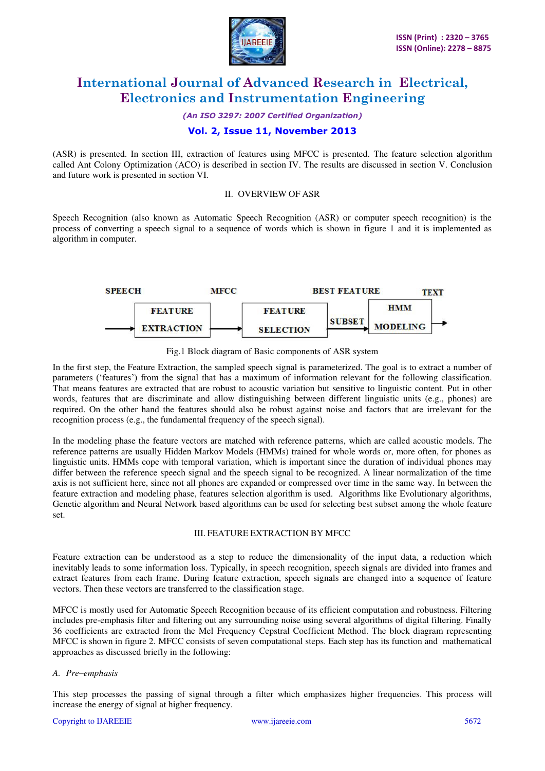(ASR) is presented. In section III, extraction of features using MFCC is presented. The feature selection algorithm called Ant Colony Optimization (ACO) is described in section IV. The results are discussed in section V. Conclusion and future work is presented in section VI.

## II. OVERVIEW OF ASR

Speech Recognition (also known as Automatic Speech Recognition (ASR) or computer speech recognition) is the process of converting a speech signal to a sequence of words which is shown in figure 1 and it is implemented as algorithm in computer.

SPEECH
FEATURE EXTRACTION
MFCC
FEATURE SELECTION
BEST FEATURE
SUBSET
HMM MODELING
TEXT

Fig.1 Block diagram of Basic components of ASR system

In the first step, the Feature Extraction, the sampled speech signal is parameterized. The goal is to extract a number of parameters ('features') from the signal that has a maximum of information relevant for the following classification. That means features are extracted that are robust to acoustic variation but sensitive to linguistic content. Put in other words, features that are discriminate and allow distinguishing between different linguistic units (e.g., phones) are required. On the other hand the features should also be robust against noise and factors that are irrelevant for the recognition process (e.g., the fundamental frequency of the speech signal).

In the modeling phase the feature vectors are matched with reference patterns, which are called acoustic models. The reference patterns are usually Hidden Markov Models (HMMs) trained for whole words or, more often, for phones as linguistic units. HMMs cope with temporal variation, which is important since the duration of individual phones may differ between the reference speech signal and the speech signal to be recognized. A linear normalization of the time axis is not sufficient here, since not all phones are expanded or compressed over time in the same way. In between the feature extraction and modeling phase, features selection algorithm is used. Algorithms like Evolutionary algorithms, Genetic algorithm and Neural Network based algorithms can be used for selecting best subset among the whole feature set.

## III. FEATURE EXTRACTION BY MFCC

Feature extraction can be understood as a step to reduce the dimensionality of the input data, a reduction which inevitably leads to some information loss. Typically, in speech recognition, speech signals are divided into frames and extract features from each frame. During feature extraction, speech signals are changed into a sequence of feature vectors. Then these vectors are transferred to the classification stage.

MFCC is mostly used for Automatic Speech Recognition because of its efficient computation and robustness. Filtering includes pre-emphasis filter and filtering out any surrounding noise using several algorithms of digital filtering. Finally 36 coefficients are extracted from the Mel Frequency Cepstral Coefficient Method. The block diagram representing MFCC is shown in figure 2. MFCC consists of seven computational steps. Each step has its function and mathematical approaches as discussed briefly in the following:

### *A. Pre–emphasis*

This step processes the passing of signal through a filter which emphasizes higher frequencies. This process will increase the energy of signal at higher frequency.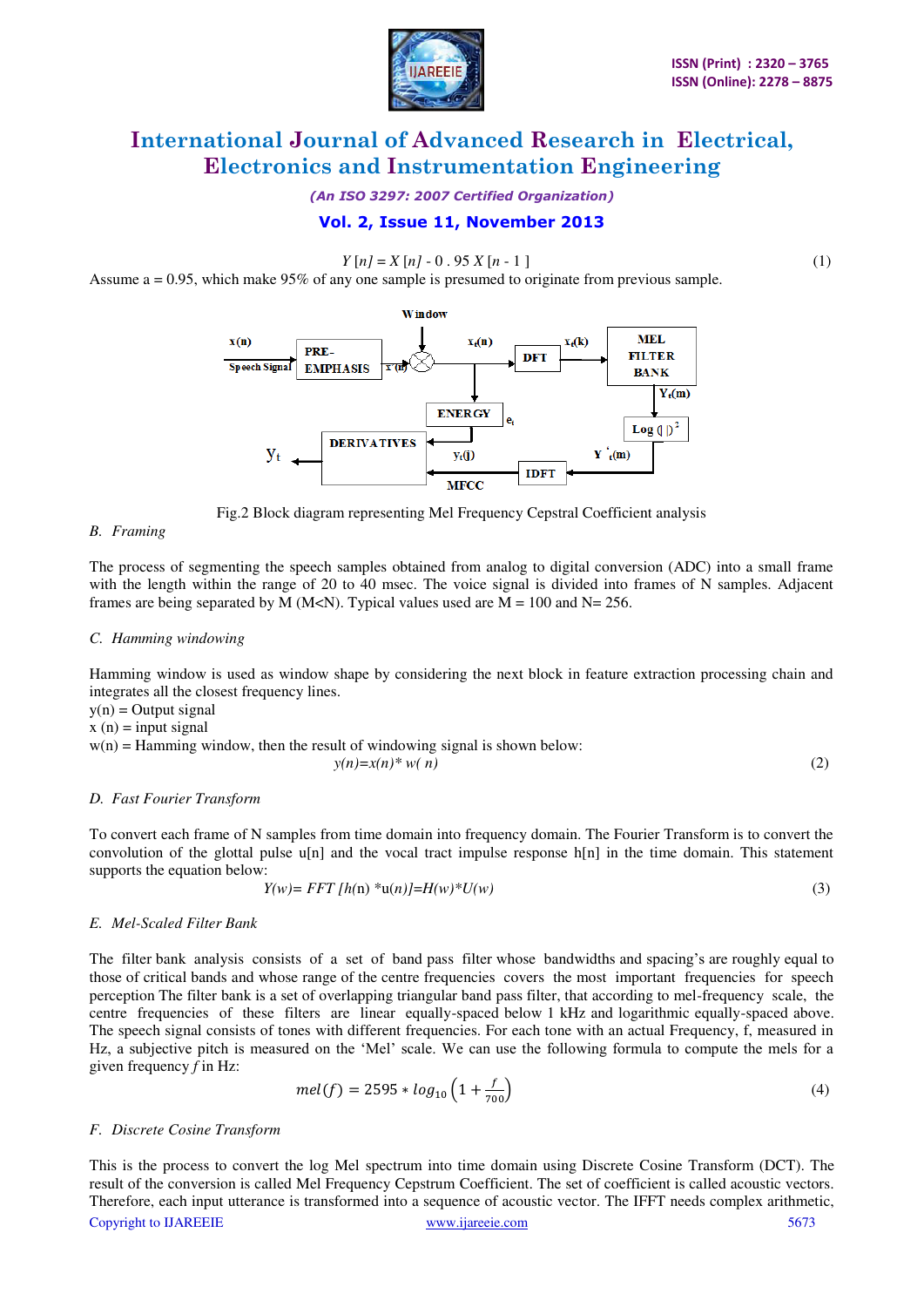$$Y[n] = X[n] - 0.95\, X[n-1] \tag{1}$$

Assume a = 0.95, which make 95% of any one sample is presumed to originate from previous sample.

Window

x(n)

Speech Signal

PRE-EMPHASIS

$x'(n)$

$x_t(n)$

DFT

$x_t(k)$

MEL FILTER BANK

$Y_t(m)$

Log (| |)$^2$

ENERGY

$e_t$

DERIVATIVES

$y_t$

$y_t(j)$

MFCC

IDFT

$Y'_t(m)$

Fig.2 Block diagram representing Mel Frequency Cepstral Coefficient analysis

### B. Framing

The process of segmenting the speech samples obtained from analog to digital conversion (ADC) into a small frame with the length within the range of 20 to 40 msec. The voice signal is divided into frames of N samples. Adjacent frames are being separated by M (M<N). Typical values used are M = 100 and N= 256.

### C. Hamming windowing

Hamming window is used as window shape by considering the next block in feature extraction processing chain and integrates all the closest frequency lines.

y(n) = Output signal
x (n) = input signal
w(n) = Hamming window, then the result of windowing signal is shown below:

$$y(n)=x(n)*w(n) \tag{2}$$

### D. Fast Fourier Transform

To convert each frame of N samples from time domain into frequency domain. The Fourier Transform is to convert the convolution of the glottal pulse u[n] and the vocal tract impulse response h[n] in the time domain. This statement supports the equation below:

$$Y(w)= FFT\, [h(n) * u(n)]=H(w)*U(w) \tag{3}$$

### E. Mel-Scaled Filter Bank

The filter bank analysis consists of a set of band pass filter whose bandwidths and spacing's are roughly equal to those of critical bands and whose range of the centre frequencies covers the most important frequencies for speech perception The filter bank is a set of overlapping triangular band pass filter, that according to mel-frequency scale, the centre frequencies of these filters are linear equally-spaced below 1 kHz and logarithmic equally-spaced above. The speech signal consists of tones with different frequencies. For each tone with an actual Frequency, f, measured in Hz, a subjective pitch is measured on the 'Mel' scale. We can use the following formula to compute the mels for a given frequency *f* in Hz:

$$mel(f) = 2595 * log_{10}\left(1 + \frac{f}{700}\right) \tag{4}$$

### F. Discrete Cosine Transform

This is the process to convert the log Mel spectrum into time domain using Discrete Cosine Transform (DCT). The result of the conversion is called Mel Frequency Cepstrum Coefficient. The set of coefficient is called acoustic vectors. Therefore, each input utterance is transformed into a sequence of acoustic vector. The IFFT needs complex arithmetic,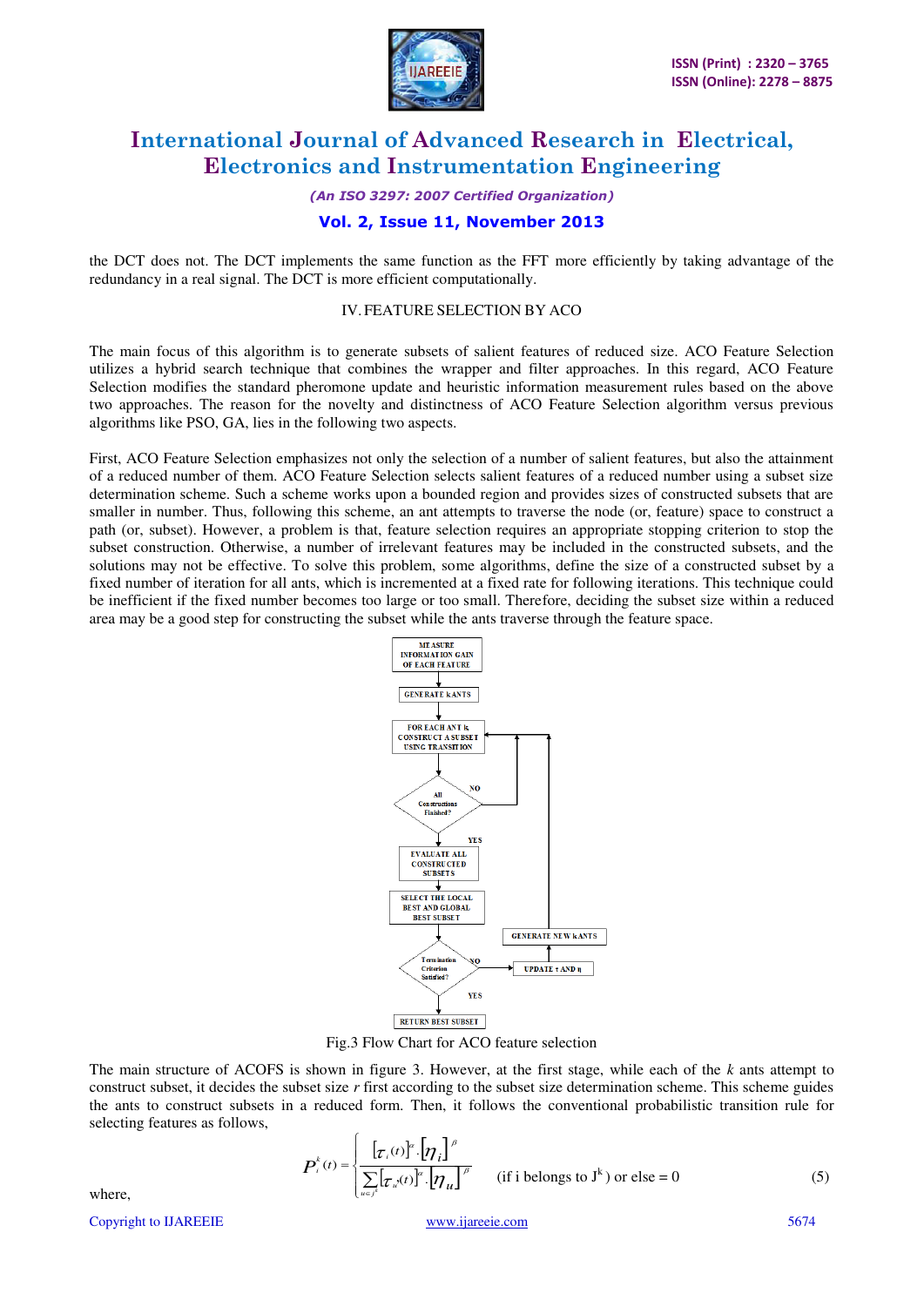the DCT does not. The DCT implements the same function as the FFT more efficiently by taking advantage of the redundancy in a real signal. The DCT is more efficient computationally.

## IV. FEATURE SELECTION BY ACO

The main focus of this algorithm is to generate subsets of salient features of reduced size. ACO Feature Selection utilizes a hybrid search technique that combines the wrapper and filter approaches. In this regard, ACO Feature Selection modifies the standard pheromone update and heuristic information measurement rules based on the above two approaches. The reason for the novelty and distinctness of ACO Feature Selection algorithm versus previous algorithms like PSO, GA, lies in the following two aspects.

First, ACO Feature Selection emphasizes not only the selection of a number of salient features, but also the attainment of a reduced number of them. ACO Feature Selection selects salient features of a reduced number using a subset size determination scheme. Such a scheme works upon a bounded region and provides sizes of constructed subsets that are smaller in number. Thus, following this scheme, an ant attempts to traverse the node (or, feature) space to construct a path (or, subset). However, a problem is that, feature selection requires an appropriate stopping criterion to stop the subset construction. Otherwise, a number of irrelevant features may be included in the constructed subsets, and the solutions may not be effective. To solve this problem, some algorithms, define the size of a constructed subset by a fixed number of iteration for all ants, which is incremented at a fixed rate for following iterations. This technique could be inefficient if the fixed number becomes too large or too small. Therefore, deciding the subset size within a reduced area may be a good step for constructing the subset while the ants traverse through the feature space.

MEASURE INFORMATION GAIN OF EACH FEATURE

GENERATE k ANTS

FOR EACH ANT k, CONSTRUCT A SUBSET USING TRANSITION

All Constructions Finished?

NO

YES

EVALUATE ALL CONSTRUCTED SUBSETS

SELECT THE LOCAL BEST AND GLOBAL BEST SUBSET

GENERATE NEW k ANTS

Termination Criterion Satisfied?

NO

UPDATE τ AND η

YES

RETURN BEST SUBSET

Fig.3 Flow Chart for ACO feature selection

The main structure of ACOFS is shown in figure 3. However, at the first stage, while each of the $k$ ants attempt to construct subset, it decides the subset size $r$ first according to the subset size determination scheme. This scheme guides the ants to construct subsets in a reduced form. Then, it follows the conventional probabilistic transition rule for selecting features as follows,

$$P_i^k(t) = \begin{cases} \dfrac{[\tau_i(t)]^\alpha . [\eta_i]^\beta}{\sum_{u \in j^k} [\tau_u(t)]^\alpha . [\eta_u]^\beta} \end{cases} \quad \text{(if i belongs to } J^k \text{) or else} = 0 \qquad (5)$$

where,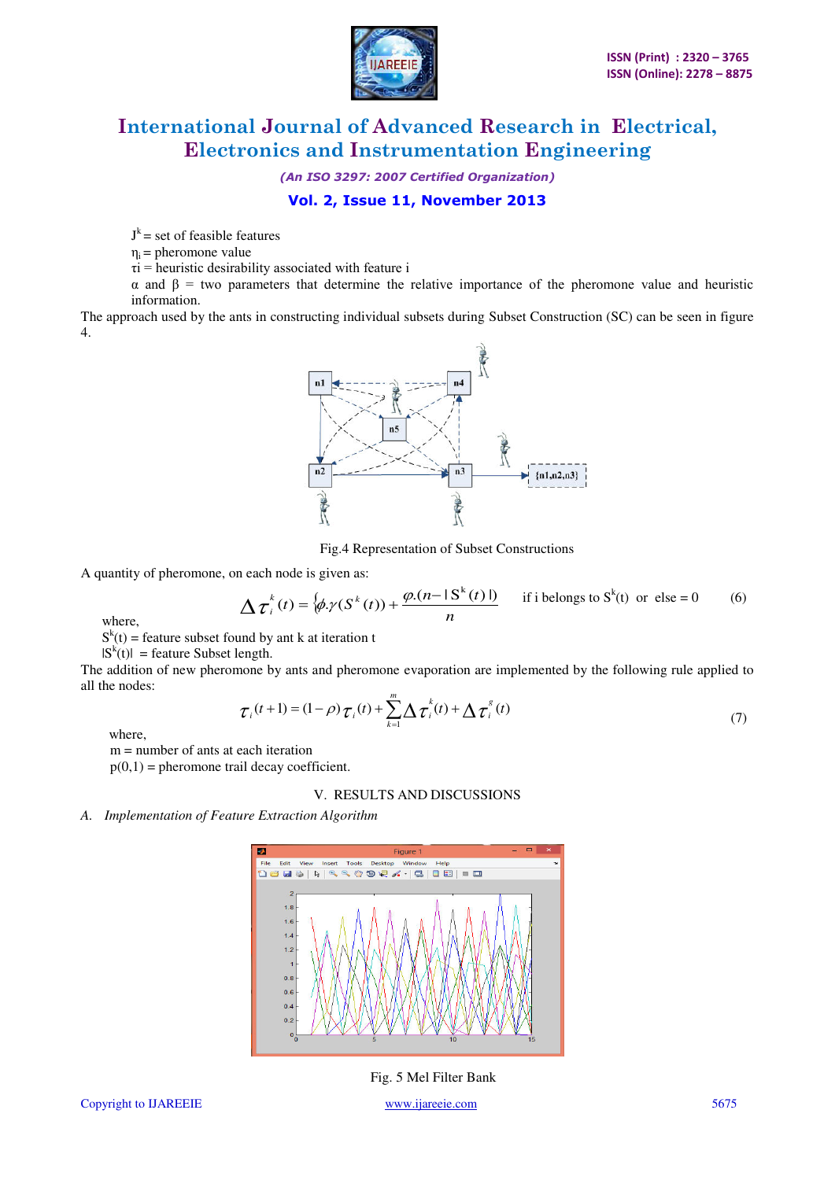$J^k$ = set of feasible features
$\eta_i$ = pheromone value
$\tau i$ = heuristic desirability associated with feature i
$\alpha$ and $\beta$ = two parameters that determine the relative importance of the pheromone value and heuristic information.

The approach used by the ants in constructing individual subsets during Subset Construction (SC) can be seen in figure 4.

n1
n4
n5
n2
n3
{n1,n2,n3}

Fig.4 Representation of Subset Constructions

A quantity of pheromone, on each node is given as:

$$\Delta \tau_i^k(t) = \{\phi.\gamma(S^k(t)) + \frac{\varphi.(n - |S^k(t)|)}{n} \quad \text{if i belongs to } S^k(t) \text{ or else} = 0 \qquad (6)$$

where,
$S^k(t)$ = feature subset found by ant k at iteration t
$|S^k(t)|$ = feature Subset length.

The addition of new pheromone by ants and pheromone evaporation are implemented by the following rule applied to all the nodes:

$$\tau_i(t+1) = (1-\rho)\tau_i(t) + \sum_{k=1}^{m} \Delta\tau_i^k(t) + \Delta\tau_i^g(t) \qquad (7)$$

where,
m = number of ants at each iteration
p(0,1) = pheromone trail decay coefficient.

## V. RESULTS AND DISCUSSIONS

### A. *Implementation of Feature Extraction Algorithm*

Figure 1
File Edit View Insert Tools Desktop Window Help
2
1.8
1.6
1.4
1.2
1
0.8
0.6
0.4
0.2
0
0
5
10
15

Fig. 5 Mel Filter Bank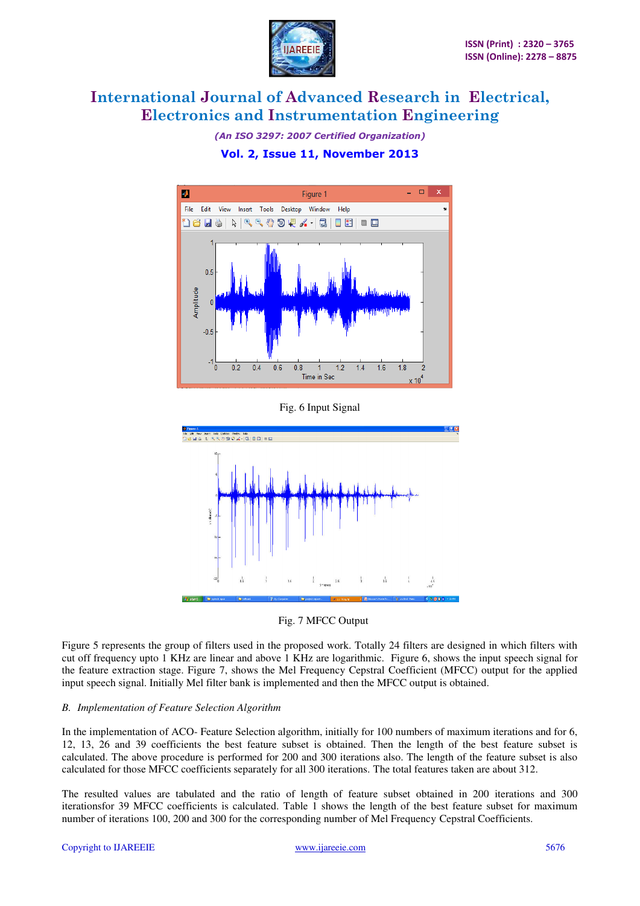Figure 1

File Edit View Insert Tools Desktop Window Help

1

0.5

0

-0.5

-1

Amplitude

0 0.2 0.4 0.6 0.8 1 1.2 1.4 1.6 1.8 2

Time in Sec

x 10^4

Fig. 6 Input Signal

Fig. 7 MFCC Output

Figure 5 represents the group of filters used in the proposed work. Totally 24 filters are designed in which filters with cut off frequency upto 1 KHz are linear and above 1 KHz are logarithmic. Figure 6, shows the input speech signal for the feature extraction stage. Figure 7, shows the Mel Frequency Cepstral Coefficient (MFCC) output for the applied input speech signal. Initially Mel filter bank is implemented and then the MFCC output is obtained.

### *B. Implementation of Feature Selection Algorithm*

In the implementation of ACO- Feature Selection algorithm, initially for 100 numbers of maximum iterations and for 6, 12, 13, 26 and 39 coefficients the best feature subset is obtained. Then the length of the best feature subset is calculated. The above procedure is performed for 200 and 300 iterations also. The length of the feature subset is also calculated for those MFCC coefficients separately for all 300 iterations. The total features taken are about 312.

The resulted values are tabulated and the ratio of length of feature subset obtained in 200 iterations and 300 iterationsfor 39 MFCC coefficients is calculated. Table 1 shows the length of the best feature subset for maximum number of iterations 100, 200 and 300 for the corresponding number of Mel Frequency Cepstral Coefficients.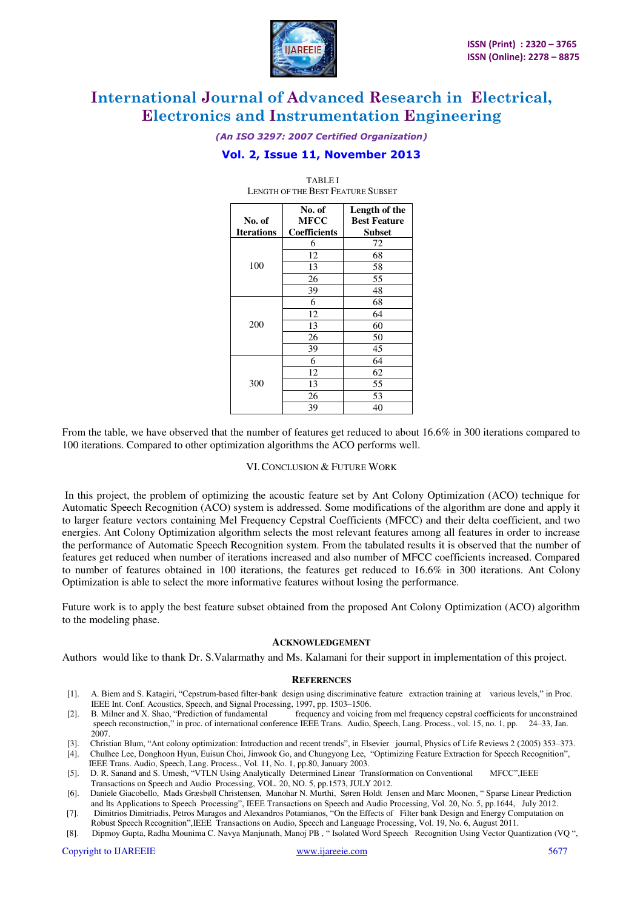TABLE I
LENGTH OF THE BEST FEATURE SUBSET

| No. of Iterations | No. of MFCC Coefficients | Length of the Best Feature Subset |
|---|---|---|
| 100 | 6 | 72 |
| | 12 | 68 |
| | 13 | 58 |
| | 26 | 55 |
| | 39 | 48 |
| 200 | 6 | 68 |
| | 12 | 64 |
| | 13 | 60 |
| | 26 | 50 |
| | 39 | 45 |
| 300 | 6 | 64 |
| | 12 | 62 |
| | 13 | 55 |
| | 26 | 53 |
| | 39 | 40 |

From the table, we have observed that the number of features get reduced to about 16.6% in 300 iterations compared to 100 iterations. Compared to other optimization algorithms the ACO performs well.

## VI. CONCLUSION & FUTURE WORK

In this project, the problem of optimizing the acoustic feature set by Ant Colony Optimization (ACO) technique for Automatic Speech Recognition (ACO) system is addressed. Some modifications of the algorithm are done and apply it to larger feature vectors containing Mel Frequency Cepstral Coefficients (MFCC) and their delta coefficient, and two energies. Ant Colony Optimization algorithm selects the most relevant features among all features in order to increase the performance of Automatic Speech Recognition system. From the tabulated results it is observed that the number of features get reduced when number of iterations increased and also number of MFCC coefficients increased. Compared to number of features obtained in 100 iterations, the features get reduced to 16.6% in 300 iterations. Ant Colony Optimization is able to select the more informative features without losing the performance.

Future work is to apply the best feature subset obtained from the proposed Ant Colony Optimization (ACO) algorithm to the modeling phase.

## ACKNOWLEDGEMENT

Authors would like to thank Dr. S.Valarmathy and Ms. Kalamani for their support in implementation of this project.

## REFERENCES

[1]. A. Biem and S. Katagiri, "Cepstrum-based filter-bank design using discriminative feature extraction training at various levels," in Proc. IEEE Int. Conf. Acoustics, Speech, and Signal Processing, 1997, pp. 1503–1506.

[2]. B. Milner and X. Shao, "Prediction of fundamental frequency and voicing from mel frequency cepstral coefficients for unconstrained speech reconstruction," in proc. of international conference IEEE Trans. Audio, Speech, Lang. Process., vol. 15, no. 1, pp. 24–33, Jan. 2007.

[3]. Christian Blum, "Ant colony optimization: Introduction and recent trends", in Elsevier journal, Physics of Life Reviews 2 (2005) 353–373.

[4]. Chulhee Lee, Donghoon Hyun, Euisun Choi, Jinwook Go, and Chungyong Lee, "Optimizing Feature Extraction for Speech Recognition", IEEE Trans. Audio, Speech, Lang. Process., Vol. 11, No. 1, pp.80, January 2003.

[5]. D. R. Sanand and S. Umesh, "VTLN Using Analytically Determined Linear Transformation on Conventional MFCC",IEEE Transactions on Speech and Audio Processing, VOL. 20, NO. 5, pp.1573, JULY 2012.

[6]. Daniele Giacobello, Mads Græsbøll Christensen, Manohar N. Murthi, Søren Holdt Jensen and Marc Moonen, " Sparse Linear Prediction and Its Applications to Speech Processing", IEEE Transactions on Speech and Audio Processing, Vol. 20, No. 5, pp.1644, July 2012.

[7]. Dimitrios Dimitriadis, Petros Maragos and Alexandros Potamianos, "On the Effects of Filter bank Design and Energy Computation on Robust Speech Recognition",IEEE Transactions on Audio, Speech and Language Processing, Vol. 19, No. 6, August 2011.

[8]. Dipmoy Gupta, Radha Mounima C. Navya Manjunath, Manoj PB , " Isolated Word Speech Recognition Using Vector Quantization (VQ ",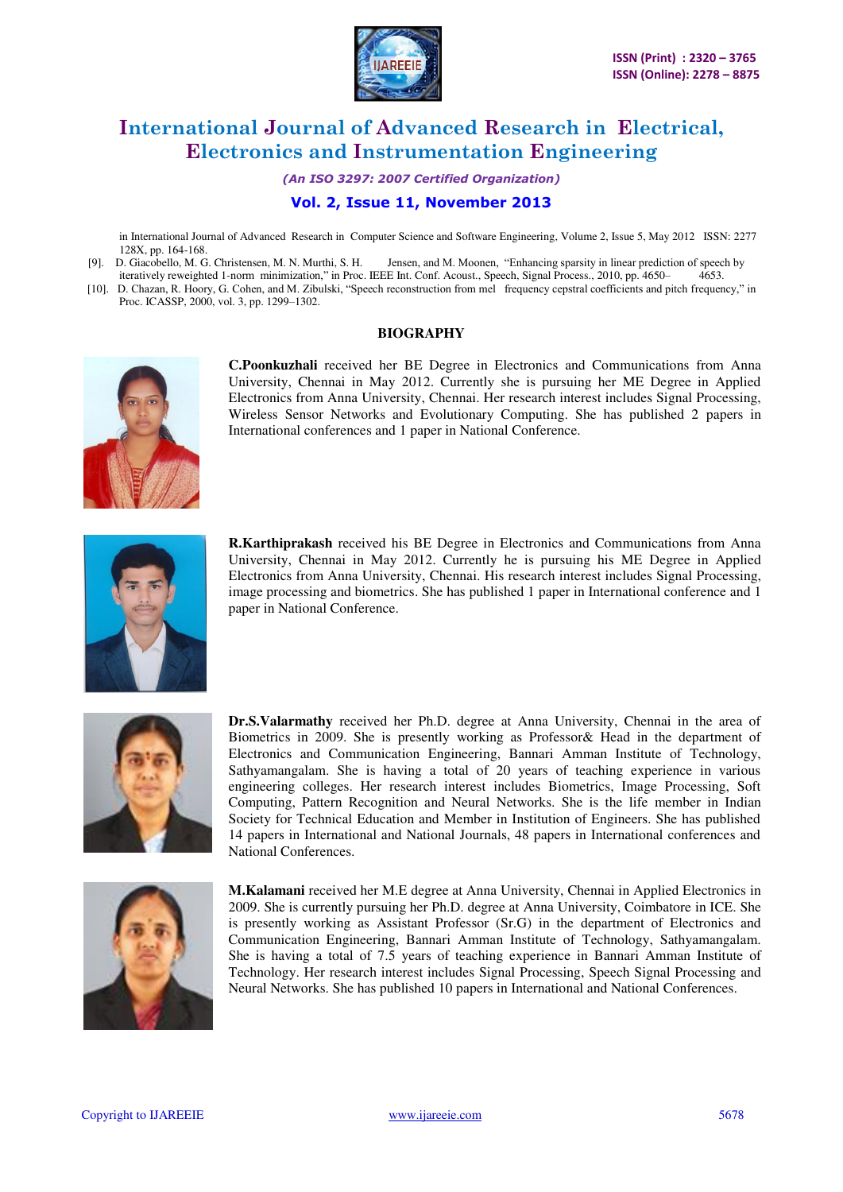in International Journal of Advanced Research in Computer Science and Software Engineering, Volume 2, Issue 5, May 2012 ISSN: 2277 128X, pp. 164-168.

[9]. D. Giacobello, M. G. Christensen, M. N. Murthi, S. H. Jensen, and M. Moonen, "Enhancing sparsity in linear prediction of speech by iteratively reweighted 1-norm minimization," in Proc. IEEE Int. Conf. Acoust., Speech, Signal Process., 2010, pp. 4650– 4653.

[10]. D. Chazan, R. Hoory, G. Cohen, and M. Zibulski, "Speech reconstruction from mel frequency cepstral coefficients and pitch frequency," in Proc. ICASSP, 2000, vol. 3, pp. 1299–1302.

## BIOGRAPHY

**C.Poonkuzhali** received her BE Degree in Electronics and Communications from Anna University, Chennai in May 2012. Currently she is pursuing her ME Degree in Applied Electronics from Anna University, Chennai. Her research interest includes Signal Processing, Wireless Sensor Networks and Evolutionary Computing. She has published 2 papers in International conferences and 1 paper in National Conference.

**R.Karthiprakash** received his BE Degree in Electronics and Communications from Anna University, Chennai in May 2012. Currently he is pursuing his ME Degree in Applied Electronics from Anna University, Chennai. His research interest includes Signal Processing, image processing and biometrics. She has published 1 paper in International conference and 1 paper in National Conference.

**Dr.S.Valarmathy** received her Ph.D. degree at Anna University, Chennai in the area of Biometrics in 2009. She is presently working as Professor& Head in the department of Electronics and Communication Engineering, Bannari Amman Institute of Technology, Sathyamangalam. She is having a total of 20 years of teaching experience in various engineering colleges. Her research interest includes Biometrics, Image Processing, Soft Computing, Pattern Recognition and Neural Networks. She is the life member in Indian Society for Technical Education and Member in Institution of Engineers. She has published 14 papers in International and National Journals, 48 papers in International conferences and National Conferences.

**M.Kalamani** received her M.E degree at Anna University, Chennai in Applied Electronics in 2009. She is currently pursuing her Ph.D. degree at Anna University, Coimbatore in ICE. She is presently working as Assistant Professor (Sr.G) in the department of Electronics and Communication Engineering, Bannari Amman Institute of Technology, Sathyamangalam. She is having a total of 7.5 years of teaching experience in Bannari Amman Institute of Technology. Her research interest includes Signal Processing, Speech Signal Processing and Neural Networks. She has published 10 papers in International and National Conferences.